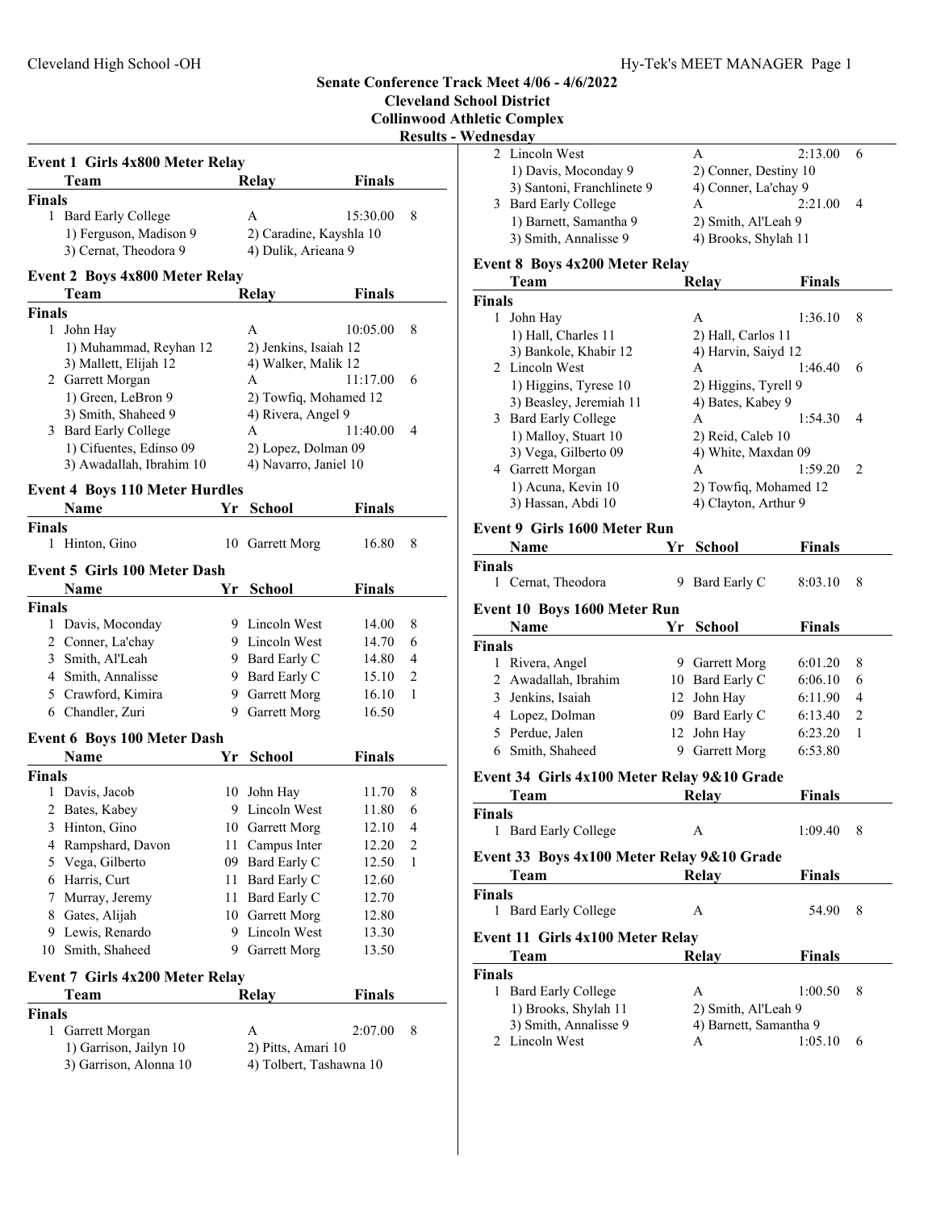# Senate Conference Track Meet 4/06 - 4/6/2022

**Cleveland School District**
**Collinwood Athletic Complex**
**Results - Wednesday**

### Event 1 Girls 4x800 Meter Relay

| | Team | Relay | Finals | |
|---|---|---|---|---|
| **Finals** | | | | |
| 1 | Bard Early College | A | 15:30.00 | 8 |
| | 1) Ferguson, Madison 9 | 2) Caradine, Kayshla 10 | | |
| | 3) Cernat, Theodora 9 | 4) Dulik, Arieana 9 | | |

### Event 2 Boys 4x800 Meter Relay

| | Team | Relay | Finals | |
|---|---|---|---|---|
| **Finals** | | | | |
| 1 | John Hay | A | 10:05.00 | 8 |
| | 1) Muhammad, Reyhan 12 | 2) Jenkins, Isaiah 12 | | |
| | 3) Mallett, Elijah 12 | 4) Walker, Malik 12 | | |
| 2 | Garrett Morgan | A | 11:17.00 | 6 |
| | 1) Green, LeBron 9 | 2) Towfiq, Mohamed 12 | | |
| | 3) Smith, Shaheed 9 | 4) Rivera, Angel 9 | | |
| 3 | Bard Early College | A | 11:40.00 | 4 |
| | 1) Cifuentes, Edinso 09 | 2) Lopez, Dolman 09 | | |
| | 3) Awadallah, Ibrahim 10 | 4) Navarro, Janiel 10 | | |

### Event 4 Boys 110 Meter Hurdles

| | Name | Yr | School | Finals | |
|---|---|---|---|---|---|
| **Finals** | | | | | |
| 1 | Hinton, Gino | 10 | Garrett Morg | 16.80 | 8 |

### Event 5 Girls 100 Meter Dash

| | Name | Yr | School | Finals | |
|---|---|---|---|---|---|
| **Finals** | | | | | |
| 1 | Davis, Moconday | 9 | Lincoln West | 14.00 | 8 |
| 2 | Conner, La'chay | 9 | Lincoln West | 14.70 | 6 |
| 3 | Smith, Al'Leah | 9 | Bard Early C | 14.80 | 4 |
| 4 | Smith, Annalisse | 9 | Bard Early C | 15.10 | 2 |
| 5 | Crawford, Kimira | 9 | Garrett Morg | 16.10 | 1 |
| 6 | Chandler, Zuri | 9 | Garrett Morg | 16.50 | |

### Event 6 Boys 100 Meter Dash

| | Name | Yr | School | Finals | |
|---|---|---|---|---|---|
| **Finals** | | | | | |
| 1 | Davis, Jacob | 10 | John Hay | 11.70 | 8 |
| 2 | Bates, Kabey | 9 | Lincoln West | 11.80 | 6 |
| 3 | Hinton, Gino | 10 | Garrett Morg | 12.10 | 4 |
| 4 | Rampshard, Davon | 11 | Campus Inter | 12.20 | 2 |
| 5 | Vega, Gilberto | 09 | Bard Early C | 12.50 | 1 |
| 6 | Harris, Curt | 11 | Bard Early C | 12.60 | |
| 7 | Murray, Jeremy | 11 | Bard Early C | 12.70 | |
| 8 | Gates, Alijah | 10 | Garrett Morg | 12.80 | |
| 9 | Lewis, Renardo | 9 | Lincoln West | 13.30 | |
| 10 | Smith, Shaheed | 9 | Garrett Morg | 13.50 | |

### Event 7 Girls 4x200 Meter Relay

| | Team | Relay | Finals | |
|---|---|---|---|---|
| **Finals** | | | | |
| 1 | Garrett Morgan | A | 2:07.00 | 8 |
| | 1) Garrison, Jailyn 10 | 2) Pitts, Amari 10 | | |
| | 3) Garrison, Alonna 10 | 4) Tolbert, Tashawna 10 | | |
| 2 | Lincoln West | A | 2:13.00 | 6 |
| | 1) Davis, Moconday 9 | 2) Conner, Destiny 10 | | |
| | 3) Santoni, Franchlinete 9 | 4) Conner, La'chay 9 | | |
| 3 | Bard Early College | A | 2:21.00 | 4 |
| | 1) Barnett, Samantha 9 | 2) Smith, Al'Leah 9 | | |
| | 3) Smith, Annalisse 9 | 4) Brooks, Shylah 11 | | |

### Event 8 Boys 4x200 Meter Relay

| | Team | Relay | Finals | |
|---|---|---|---|---|
| **Finals** | | | | |
| 1 | John Hay | A | 1:36.10 | 8 |
| | 1) Hall, Charles 11 | 2) Hall, Carlos 11 | | |
| | 3) Bankole, Khabir 12 | 4) Harvin, Saiyd 12 | | |
| 2 | Lincoln West | A | 1:46.40 | 6 |
| | 1) Higgins, Tyrese 10 | 2) Higgins, Tyrell 9 | | |
| | 3) Beasley, Jeremiah 11 | 4) Bates, Kabey 9 | | |
| 3 | Bard Early College | A | 1:54.30 | 4 |
| | 1) Malloy, Stuart 10 | 2) Reid, Caleb 10 | | |
| | 3) Vega, Gilberto 09 | 4) White, Maxdan 09 | | |
| 4 | Garrett Morgan | A | 1:59.20 | 2 |
| | 1) Acuna, Kevin 10 | 2) Towfiq, Mohamed 12 | | |
| | 3) Hassan, Abdi 10 | 4) Clayton, Arthur 9 | | |

### Event 9 Girls 1600 Meter Run

| | Name | Yr | School | Finals | |
|---|---|---|---|---|---|
| **Finals** | | | | | |
| 1 | Cernat, Theodora | 9 | Bard Early C | 8:03.10 | 8 |

### Event 10 Boys 1600 Meter Run

| | Name | Yr | School | Finals | |
|---|---|---|---|---|---|
| **Finals** | | | | | |
| 1 | Rivera, Angel | 9 | Garrett Morg | 6:01.20 | 8 |
| 2 | Awadallah, Ibrahim | 10 | Bard Early C | 6:06.10 | 6 |
| 3 | Jenkins, Isaiah | 12 | John Hay | 6:11.90 | 4 |
| 4 | Lopez, Dolman | 09 | Bard Early C | 6:13.40 | 2 |
| 5 | Perdue, Jalen | 12 | John Hay | 6:23.20 | 1 |
| 6 | Smith, Shaheed | 9 | Garrett Morg | 6:53.80 | |

### Event 34 Girls 4x100 Meter Relay 9&10 Grade

| | Team | Relay | Finals | |
|---|---|---|---|---|
| **Finals** | | | | |
| 1 | Bard Early College | A | 1:09.40 | 8 |

### Event 33 Boys 4x100 Meter Relay 9&10 Grade

| | Team | Relay | Finals | |
|---|---|---|---|---|
| **Finals** | | | | |
| 1 | Bard Early College | A | 54.90 | 8 |

### Event 11 Girls 4x100 Meter Relay

| | Team | Relay | Finals | |
|---|---|---|---|---|
| **Finals** | | | | |
| 1 | Bard Early College | A | 1:00.50 | 8 |
| | 1) Brooks, Shylah 11 | 2) Smith, Al'Leah 9 | | |
| | 3) Smith, Annalisse 9 | 4) Barnett, Samantha 9 | | |
| 2 | Lincoln West | A | 1:05.10 | 6 |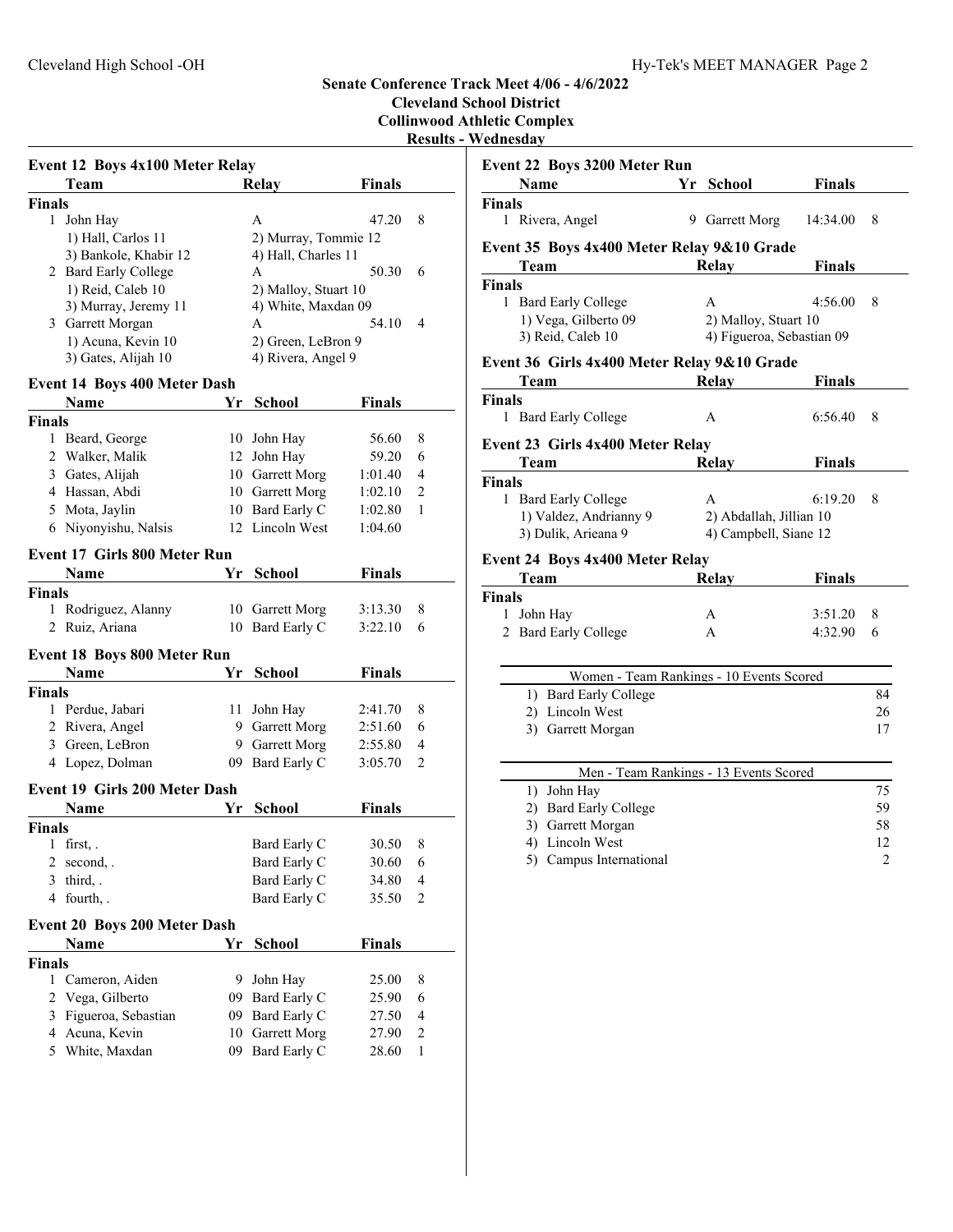**Senate Conference Track Meet 4/06 - 4/6/2022**
**Cleveland School District**
**Collinwood Athletic Complex**
**Results - Wednesday**

### Event 12 Boys 4x100 Meter Relay

| | Team | Relay | Finals | |
|---|---|---|---|---|
| **Finals** | | | | |
| 1 | John Hay | A | 47.20 | 8 |
| | 1) Hall, Carlos 11 | 2) Murray, Tommie 12 | | |
| | 3) Bankole, Khabir 12 | 4) Hall, Charles 11 | | |
| 2 | Bard Early College | A | 50.30 | 6 |
| | 1) Reid, Caleb 10 | 2) Malloy, Stuart 10 | | |
| | 3) Murray, Jeremy 11 | 4) White, Maxdan 09 | | |
| 3 | Garrett Morgan | A | 54.10 | 4 |
| | 1) Acuna, Kevin 10 | 2) Green, LeBron 9 | | |
| | 3) Gates, Alijah 10 | 4) Rivera, Angel 9 | | |

### Event 14 Boys 400 Meter Dash

| | Name | Yr | School | Finals | |
|---|---|---|---|---|---|
| **Finals** | | | | | |
| 1 | Beard, George | 10 | John Hay | 56.60 | 8 |
| 2 | Walker, Malik | 12 | John Hay | 59.20 | 6 |
| 3 | Gates, Alijah | 10 | Garrett Morg | 1:01.40 | 4 |
| 4 | Hassan, Abdi | 10 | Garrett Morg | 1:02.10 | 2 |
| 5 | Mota, Jaylin | 10 | Bard Early C | 1:02.80 | 1 |
| 6 | Niyonyishu, Nalsis | 12 | Lincoln West | 1:04.60 | |

### Event 17 Girls 800 Meter Run

| | Name | Yr | School | Finals | |
|---|---|---|---|---|---|
| **Finals** | | | | | |
| 1 | Rodriguez, Alanny | 10 | Garrett Morg | 3:13.30 | 8 |
| 2 | Ruiz, Ariana | 10 | Bard Early C | 3:22.10 | 6 |

### Event 18 Boys 800 Meter Run

| | Name | Yr | School | Finals | |
|---|---|---|---|---|---|
| **Finals** | | | | | |
| 1 | Perdue, Jabari | 11 | John Hay | 2:41.70 | 8 |
| 2 | Rivera, Angel | 9 | Garrett Morg | 2:51.60 | 6 |
| 3 | Green, LeBron | 9 | Garrett Morg | 2:55.80 | 4 |
| 4 | Lopez, Dolman | 09 | Bard Early C | 3:05.70 | 2 |

### Event 19 Girls 200 Meter Dash

| | Name | Yr | School | Finals | |
|---|---|---|---|---|---|
| **Finals** | | | | | |
| 1 | first, . | | Bard Early C | 30.50 | 8 |
| 2 | second, . | | Bard Early C | 30.60 | 6 |
| 3 | third, . | | Bard Early C | 34.80 | 4 |
| 4 | fourth, . | | Bard Early C | 35.50 | 2 |

### Event 20 Boys 200 Meter Dash

| | Name | Yr | School | Finals | |
|---|---|---|---|---|---|
| **Finals** | | | | | |
| 1 | Cameron, Aiden | 9 | John Hay | 25.00 | 8 |
| 2 | Vega, Gilberto | 09 | Bard Early C | 25.90 | 6 |
| 3 | Figueroa, Sebastian | 09 | Bard Early C | 27.50 | 4 |
| 4 | Acuna, Kevin | 10 | Garrett Morg | 27.90 | 2 |
| 5 | White, Maxdan | 09 | Bard Early C | 28.60 | 1 |

### Event 22 Boys 3200 Meter Run

| | Name | Yr | School | Finals | |
|---|---|---|---|---|---|
| **Finals** | | | | | |
| 1 | Rivera, Angel | 9 | Garrett Morg | 14:34.00 | 8 |

### Event 35 Boys 4x400 Meter Relay 9&10 Grade

| | Team | Relay | Finals | |
|---|---|---|---|---|
| **Finals** | | | | |
| 1 | Bard Early College | A | 4:56.00 | 8 |
| | 1) Vega, Gilberto 09 | 2) Malloy, Stuart 10 | | |
| | 3) Reid, Caleb 10 | 4) Figueroa, Sebastian 09 | | |

### Event 36 Girls 4x400 Meter Relay 9&10 Grade

| | Team | Relay | Finals | |
|---|---|---|---|---|
| **Finals** | | | | |
| 1 | Bard Early College | A | 6:56.40 | 8 |

### Event 23 Girls 4x400 Meter Relay

| | Team | Relay | Finals | |
|---|---|---|---|---|
| **Finals** | | | | |
| 1 | Bard Early College | A | 6:19.20 | 8 |
| | 1) Valdez, Andrianny 9 | 2) Abdallah, Jillian 10 | | |
| | 3) Dulik, Arieana 9 | 4) Campbell, Siane 12 | | |

### Event 24 Boys 4x400 Meter Relay

| | Team | Relay | Finals | |
|---|---|---|---|---|
| **Finals** | | | | |
| 1 | John Hay | A | 3:51.20 | 8 |
| 2 | Bard Early College | A | 4:32.90 | 6 |

### Women - Team Rankings - 10 Events Scored

| | | |
|---|---|---|
| 1) | Bard Early College | 84 |
| 2) | Lincoln West | 26 |
| 3) | Garrett Morgan | 17 |

### Men - Team Rankings - 13 Events Scored

| | | |
|---|---|---|
| 1) | John Hay | 75 |
| 2) | Bard Early College | 59 |
| 3) | Garrett Morgan | 58 |
| 4) | Lincoln West | 12 |
| 5) | Campus International | 2 |